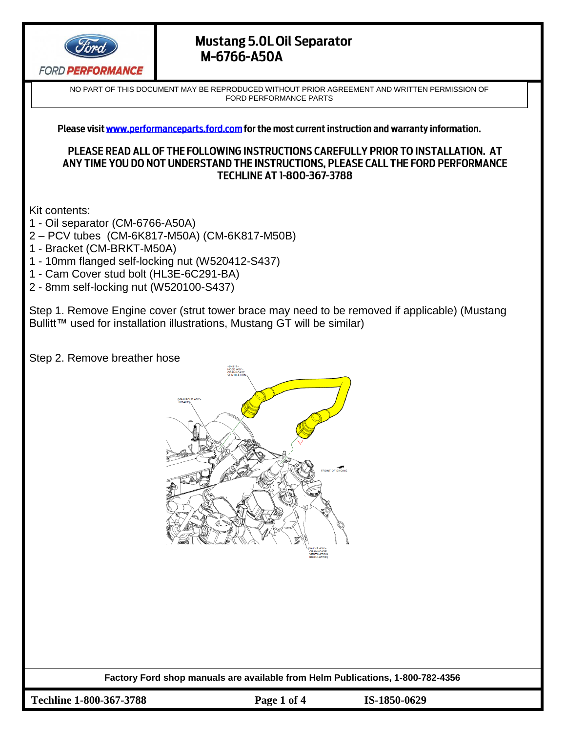# Mustang 5.0L Oil Separator
# M-6766-A50A

NO PART OF THIS DOCUMENT MAY BE REPRODUCED WITHOUT PRIOR AGREEMENT AND WRITTEN PERMISSION OF FORD PERFORMANCE PARTS

**Please visit www.performanceparts.ford.com for the most current instruction and warranty information.**

**PLEASE READ ALL OF THE FOLLOWING INSTRUCTIONS CAREFULLY PRIOR TO INSTALLATION. AT ANY TIME YOU DO NOT UNDERSTAND THE INSTRUCTIONS, PLEASE CALL THE FORD PERFORMANCE TECHLINE AT 1-800-367-3788**

Kit contents:
1 - Oil separator (CM-6766-A50A)
2 – PCV tubes (CM-6K817-M50A) (CM-6K817-M50B)
1 - Bracket (CM-BRKT-M50A)
1 - 10mm flanged self-locking nut (W520412-S437)
1 - Cam Cover stud bolt (HL3E-6C291-BA)
2 - 8mm self-locking nut (W520100-S437)

Step 1. Remove Engine cover (strut tower brace may need to be removed if applicable) (Mustang Bullitt™ used for installation illustrations, Mustang GT will be similar)

Step 2. Remove breather hose

Factory Ford shop manuals are available from Helm Publications, 1-800-782-4356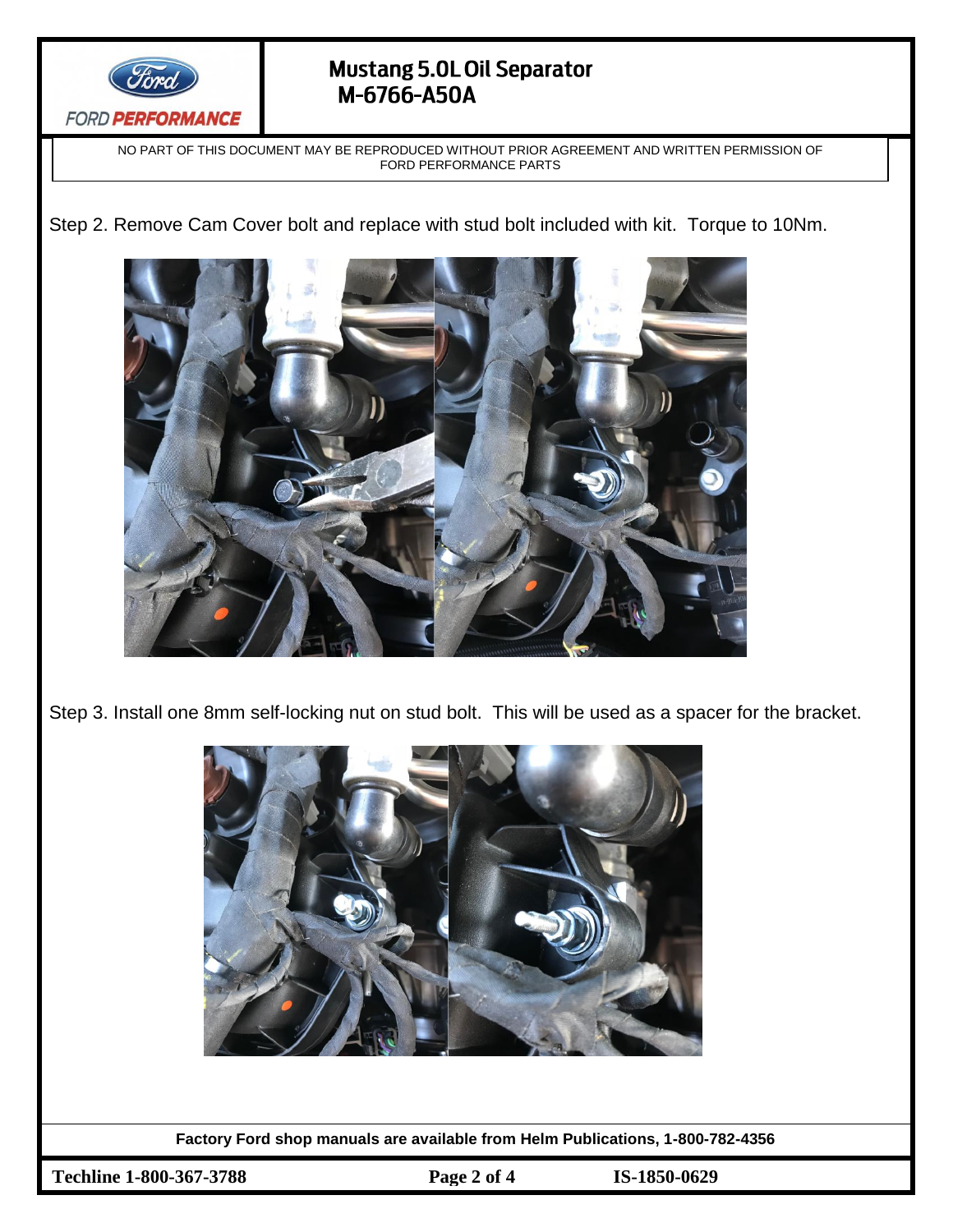Step 2. Remove Cam Cover bolt and replace with stud bolt included with kit.  Torque to 10Nm.

Step 3. Install one 8mm self-locking nut on stud bolt.  This will be used as a spacer for the bracket.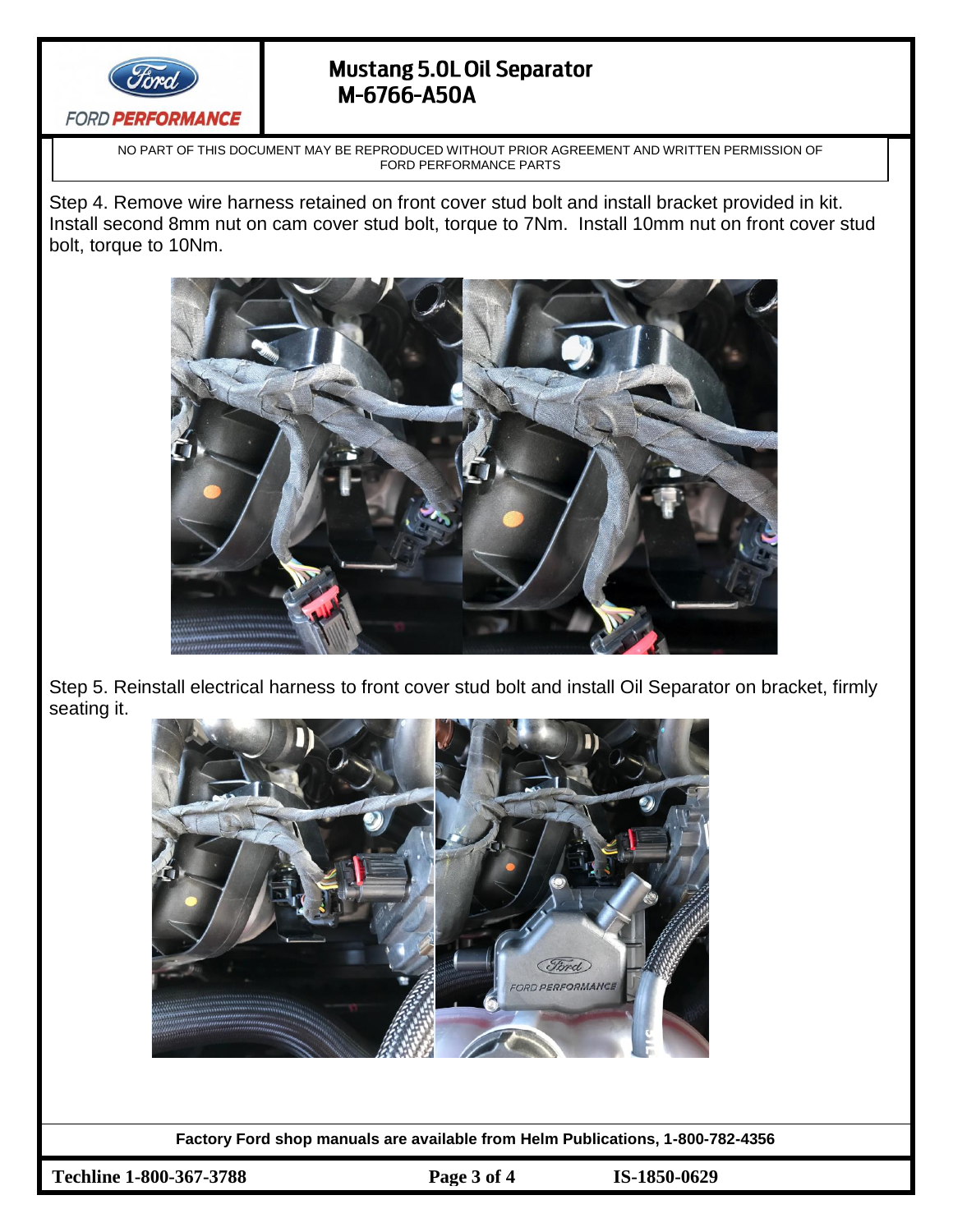Step 4. Remove wire harness retained on front cover stud bolt and install bracket provided in kit. Install second 8mm nut on cam cover stud bolt, torque to 7Nm. Install 10mm nut on front cover stud bolt, torque to 10Nm.

Step 5. Reinstall electrical harness to front cover stud bolt and install Oil Separator on bracket, firmly seating it.

**Factory Ford shop manuals are available from Helm Publications, 1-800-782-4356**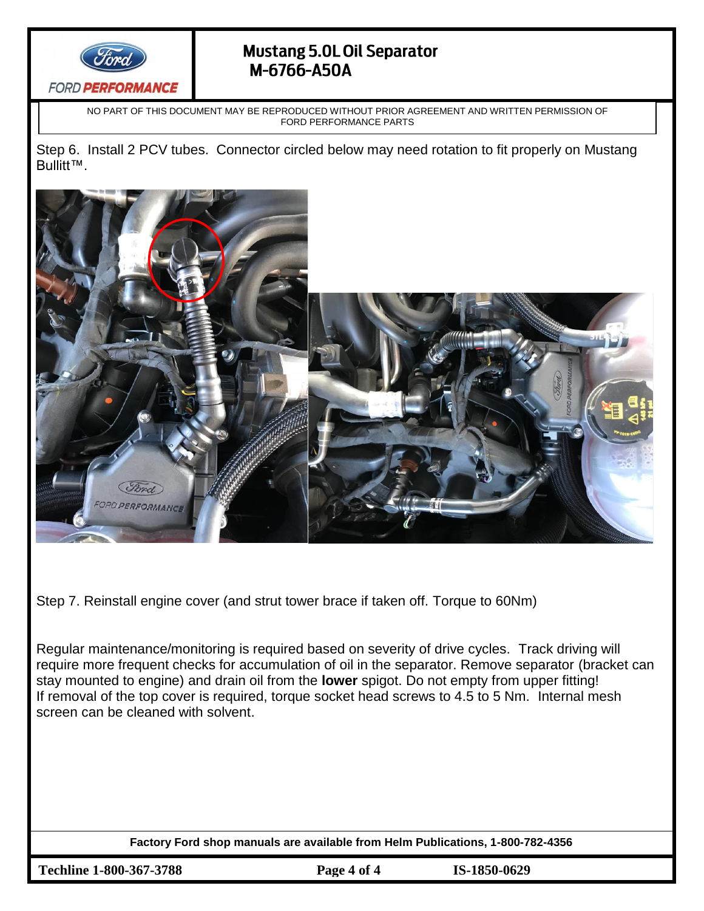Step 6. Install 2 PCV tubes. Connector circled below may need rotation to fit properly on Mustang Bullitt™.

Step 7. Reinstall engine cover (and strut tower brace if taken off. Torque to 60Nm)

Regular maintenance/monitoring is required based on severity of drive cycles. Track driving will require more frequent checks for accumulation of oil in the separator. Remove separator (bracket can stay mounted to engine) and drain oil from the **lower** spigot. Do not empty from upper fitting! If removal of the top cover is required, torque socket head screws to 4.5 to 5 Nm. Internal mesh screen can be cleaned with solvent.